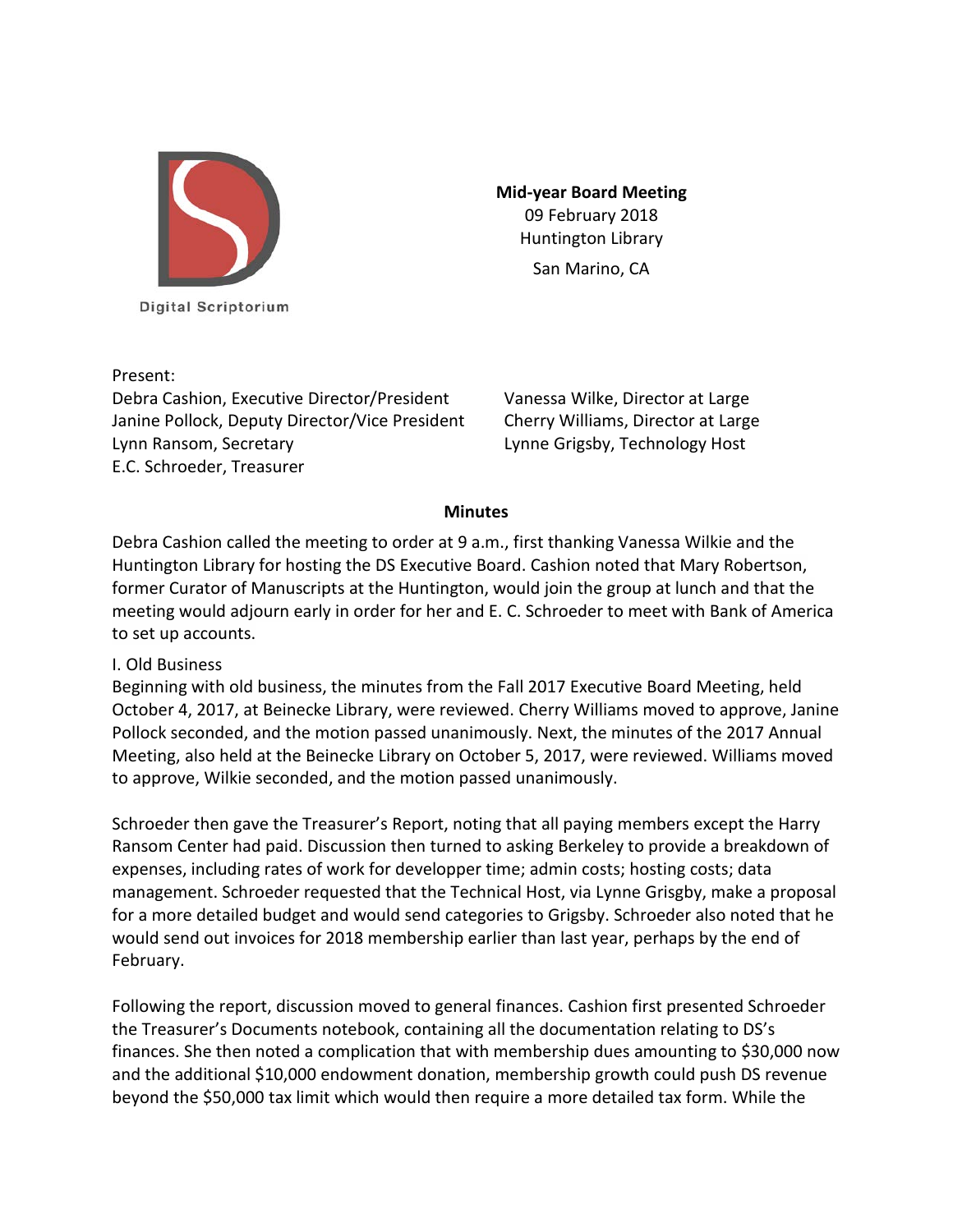Digital Scriptorium

**Mid-year Board Meeting**
09 February 2018
Huntington Library
San Marino, CA

Present:
Debra Cashion, Executive Director/President
Janine Pollock, Deputy Director/Vice President
Lynn Ransom, Secretary
E.C. Schroeder, Treasurer
Vanessa Wilke, Director at Large
Cherry Williams, Director at Large
Lynne Grigsby, Technology Host

## Minutes

Debra Cashion called the meeting to order at 9 a.m., first thanking Vanessa Wilkie and the Huntington Library for hosting the DS Executive Board. Cashion noted that Mary Robertson, former Curator of Manuscripts at the Huntington, would join the group at lunch and that the meeting would adjourn early in order for her and E. C. Schroeder to meet with Bank of America to set up accounts.

I. Old Business
Beginning with old business, the minutes from the Fall 2017 Executive Board Meeting, held October 4, 2017, at Beinecke Library, were reviewed. Cherry Williams moved to approve, Janine Pollock seconded, and the motion passed unanimously. Next, the minutes of the 2017 Annual Meeting, also held at the Beinecke Library on October 5, 2017, were reviewed. Williams moved to approve, Wilkie seconded, and the motion passed unanimously.

Schroeder then gave the Treasurer's Report, noting that all paying members except the Harry Ransom Center had paid. Discussion then turned to asking Berkeley to provide a breakdown of expenses, including rates of work for developper time; admin costs; hosting costs; data management. Schroeder requested that the Technical Host, via Lynne Grisgby, make a proposal for a more detailed budget and would send categories to Grigsby. Schroeder also noted that he would send out invoices for 2018 membership earlier than last year, perhaps by the end of February.

Following the report, discussion moved to general finances. Cashion first presented Schroeder the Treasurer's Documents notebook, containing all the documentation relating to DS's finances. She then noted a complication that with membership dues amounting to $30,000 now and the additional $10,000 endowment donation, membership growth could push DS revenue beyond the $50,000 tax limit which would then require a more detailed tax form. While the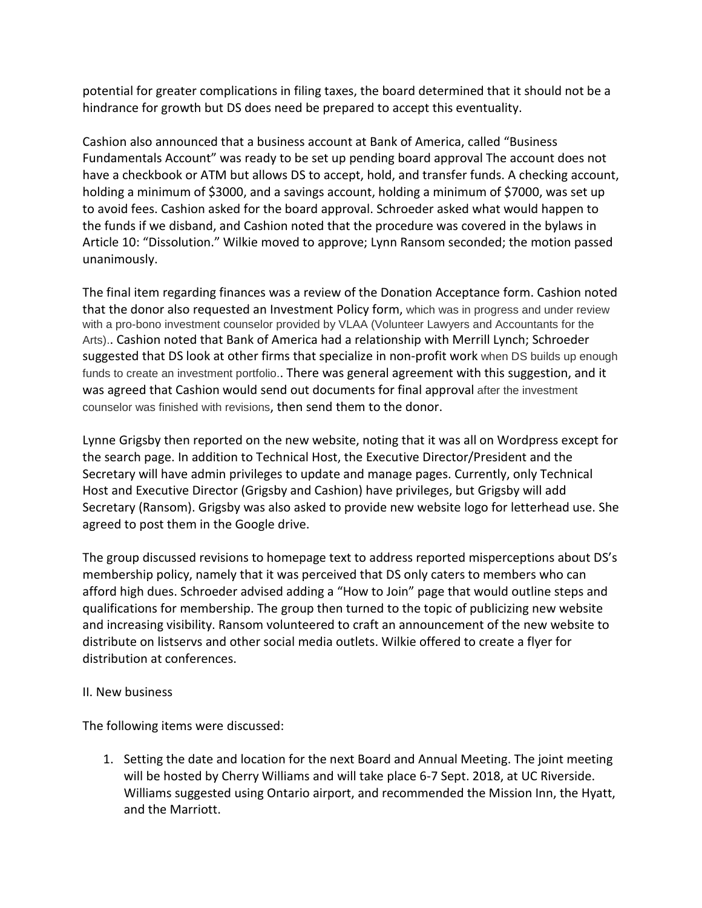potential for greater complications in filing taxes, the board determined that it should not be a hindrance for growth but DS does need be prepared to accept this eventuality.

Cashion also announced that a business account at Bank of America, called "Business Fundamentals Account" was ready to be set up pending board approval The account does not have a checkbook or ATM but allows DS to accept, hold, and transfer funds. A checking account, holding a minimum of $3000, and a savings account, holding a minimum of $7000, was set up to avoid fees. Cashion asked for the board approval. Schroeder asked what would happen to the funds if we disband, and Cashion noted that the procedure was covered in the bylaws in Article 10: "Dissolution." Wilkie moved to approve; Lynn Ransom seconded; the motion passed unanimously.

The final item regarding finances was a review of the Donation Acceptance form. Cashion noted that the donor also requested an Investment Policy form, which was in progress and under review with a pro-bono investment counselor provided by VLAA (Volunteer Lawyers and Accountants for the Arts).. Cashion noted that Bank of America had a relationship with Merrill Lynch; Schroeder suggested that DS look at other firms that specialize in non-profit work when DS builds up enough funds to create an investment portfolio.. There was general agreement with this suggestion, and it was agreed that Cashion would send out documents for final approval after the investment counselor was finished with revisions, then send them to the donor.

Lynne Grigsby then reported on the new website, noting that it was all on Wordpress except for the search page. In addition to Technical Host, the Executive Director/President and the Secretary will have admin privileges to update and manage pages. Currently, only Technical Host and Executive Director (Grigsby and Cashion) have privileges, but Grigsby will add Secretary (Ransom). Grigsby was also asked to provide new website logo for letterhead use. She agreed to post them in the Google drive.

The group discussed revisions to homepage text to address reported misperceptions about DS's membership policy, namely that it was perceived that DS only caters to members who can afford high dues. Schroeder advised adding a "How to Join" page that would outline steps and qualifications for membership. The group then turned to the topic of publicizing new website and increasing visibility. Ransom volunteered to craft an announcement of the new website to distribute on listservs and other social media outlets. Wilkie offered to create a flyer for distribution at conferences.

II. New business

The following items were discussed:

1. Setting the date and location for the next Board and Annual Meeting. The joint meeting will be hosted by Cherry Williams and will take place 6-7 Sept. 2018, at UC Riverside. Williams suggested using Ontario airport, and recommended the Mission Inn, the Hyatt, and the Marriott.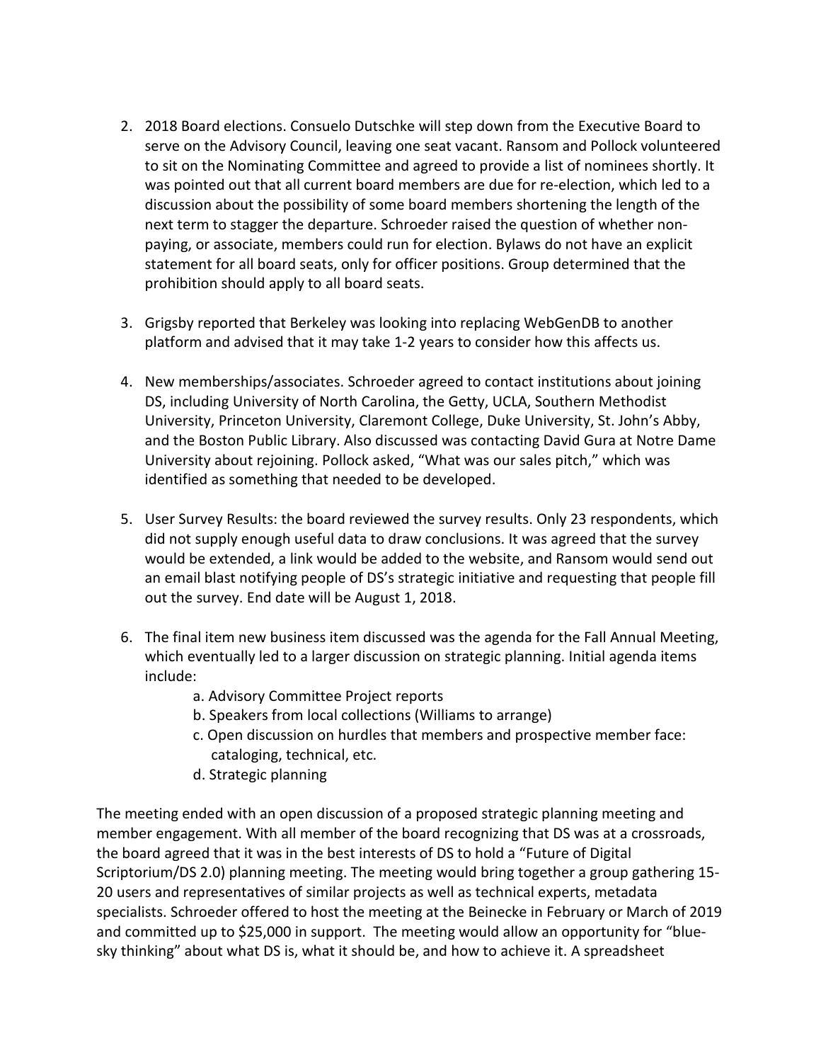2. 2018 Board elections. Consuelo Dutschke will step down from the Executive Board to serve on the Advisory Council, leaving one seat vacant. Ransom and Pollock volunteered to sit on the Nominating Committee and agreed to provide a list of nominees shortly. It was pointed out that all current board members are due for re-election, which led to a discussion about the possibility of some board members shortening the length of the next term to stagger the departure. Schroeder raised the question of whether non-paying, or associate, members could run for election. Bylaws do not have an explicit statement for all board seats, only for officer positions. Group determined that the prohibition should apply to all board seats.

3. Grigsby reported that Berkeley was looking into replacing WebGenDB to another platform and advised that it may take 1-2 years to consider how this affects us.

4. New memberships/associates. Schroeder agreed to contact institutions about joining DS, including University of North Carolina, the Getty, UCLA, Southern Methodist University, Princeton University, Claremont College, Duke University, St. John's Abby, and the Boston Public Library. Also discussed was contacting David Gura at Notre Dame University about rejoining. Pollock asked, "What was our sales pitch," which was identified as something that needed to be developed.

5. User Survey Results: the board reviewed the survey results. Only 23 respondents, which did not supply enough useful data to draw conclusions. It was agreed that the survey would be extended, a link would be added to the website, and Ransom would send out an email blast notifying people of DS's strategic initiative and requesting that people fill out the survey. End date will be August 1, 2018.

6. The final item new business item discussed was the agenda for the Fall Annual Meeting, which eventually led to a larger discussion on strategic planning. Initial agenda items include:
    a. Advisory Committee Project reports
    b. Speakers from local collections (Williams to arrange)
    c. Open discussion on hurdles that members and prospective member face: cataloging, technical, etc.
    d. Strategic planning

The meeting ended with an open discussion of a proposed strategic planning meeting and member engagement. With all member of the board recognizing that DS was at a crossroads, the board agreed that it was in the best interests of DS to hold a "Future of Digital Scriptorium/DS 2.0) planning meeting. The meeting would bring together a group gathering 15-20 users and representatives of similar projects as well as technical experts, metadata specialists. Schroeder offered to host the meeting at the Beinecke in February or March of 2019 and committed up to $25,000 in support. The meeting would allow an opportunity for "blue-sky thinking" about what DS is, what it should be, and how to achieve it. A spreadsheet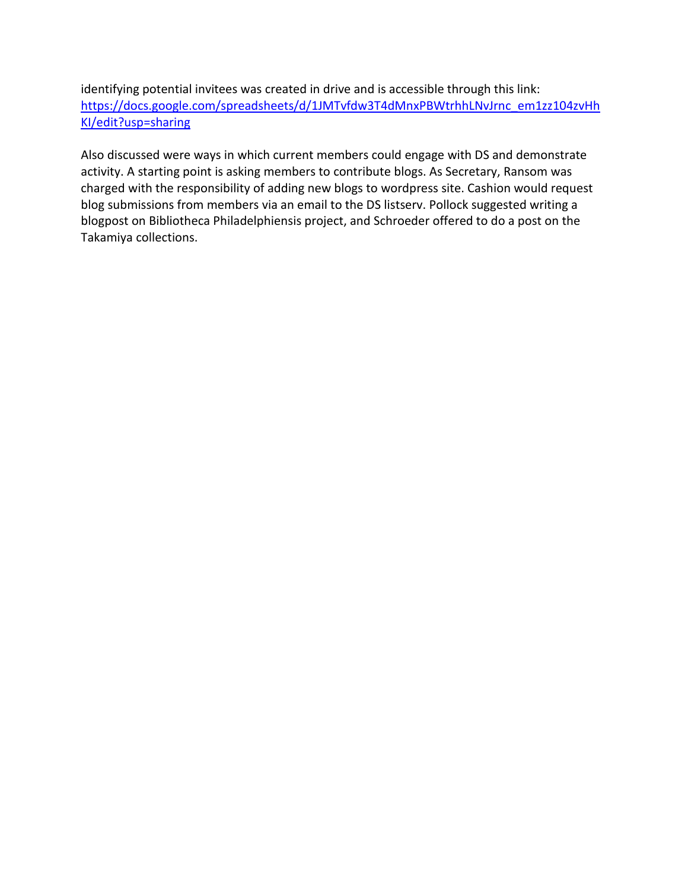identifying potential invitees was created in drive and is accessible through this link: https://docs.google.com/spreadsheets/d/1JMTvfdw3T4dMnxPBWtrhhLNvJrnc_em1zz104zvHhKI/edit?usp=sharing

Also discussed were ways in which current members could engage with DS and demonstrate activity. A starting point is asking members to contribute blogs. As Secretary, Ransom was charged with the responsibility of adding new blogs to wordpress site. Cashion would request blog submissions from members via an email to the DS listserv. Pollock suggested writing a blogpost on Bibliotheca Philadelphiensis project, and Schroeder offered to do a post on the Takamiya collections.